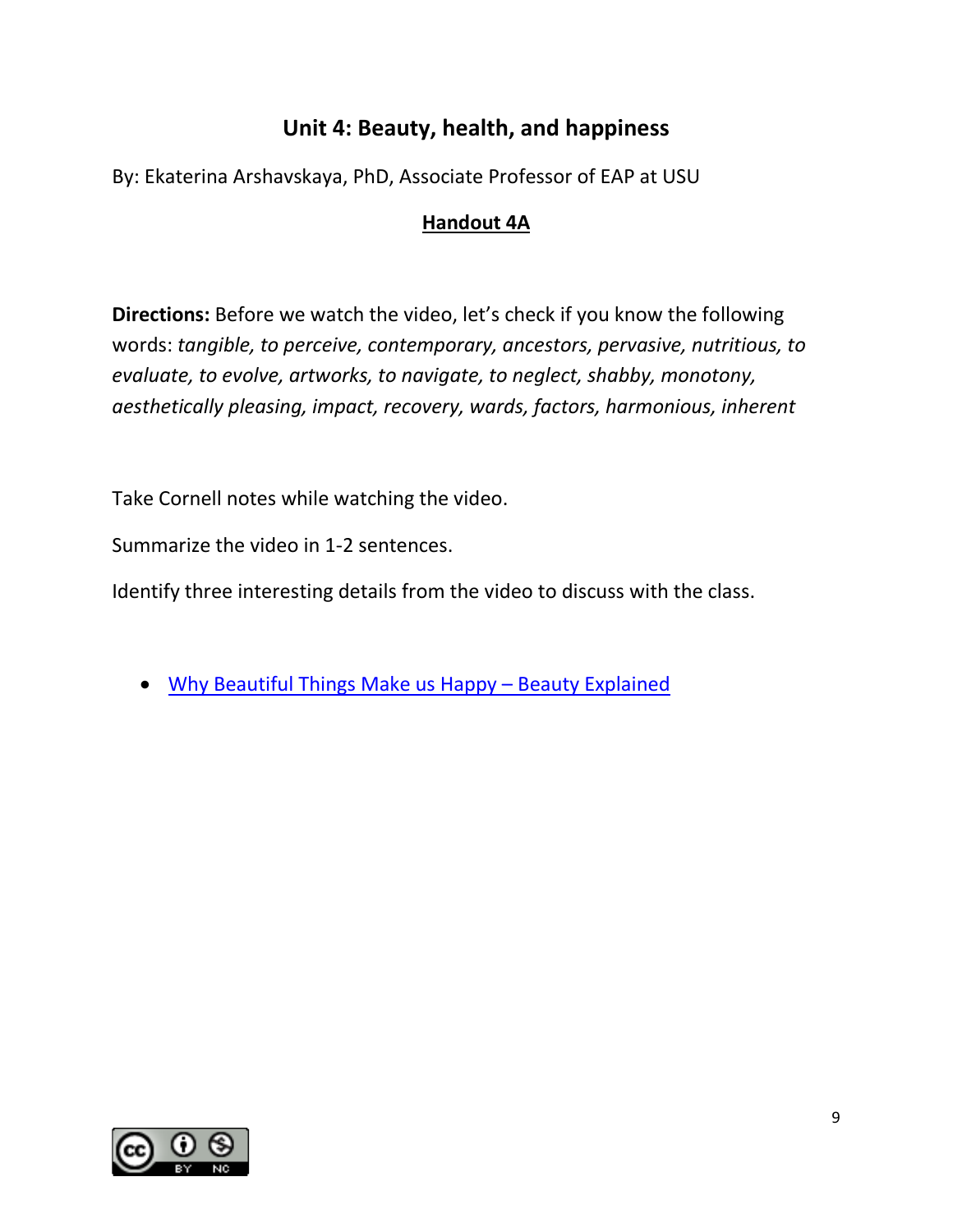## Unit 4: Beauty, health, and happiness

By: Ekaterina Arshavskaya, PhD, Associate Professor of EAP at USU

**Handout 4A**

**Directions:** Before we watch the video, let's check if you know the following words: *tangible, to perceive, contemporary, ancestors, pervasive, nutritious, to evaluate, to evolve, artworks, to navigate, to neglect, shabby, monotony, aesthetically pleasing, impact, recovery, wards, factors, harmonious, inherent*

Take Cornell notes while watching the video.

Summarize the video in 1-2 sentences.

Identify three interesting details from the video to discuss with the class.

- Why Beautiful Things Make us Happy – Beauty Explained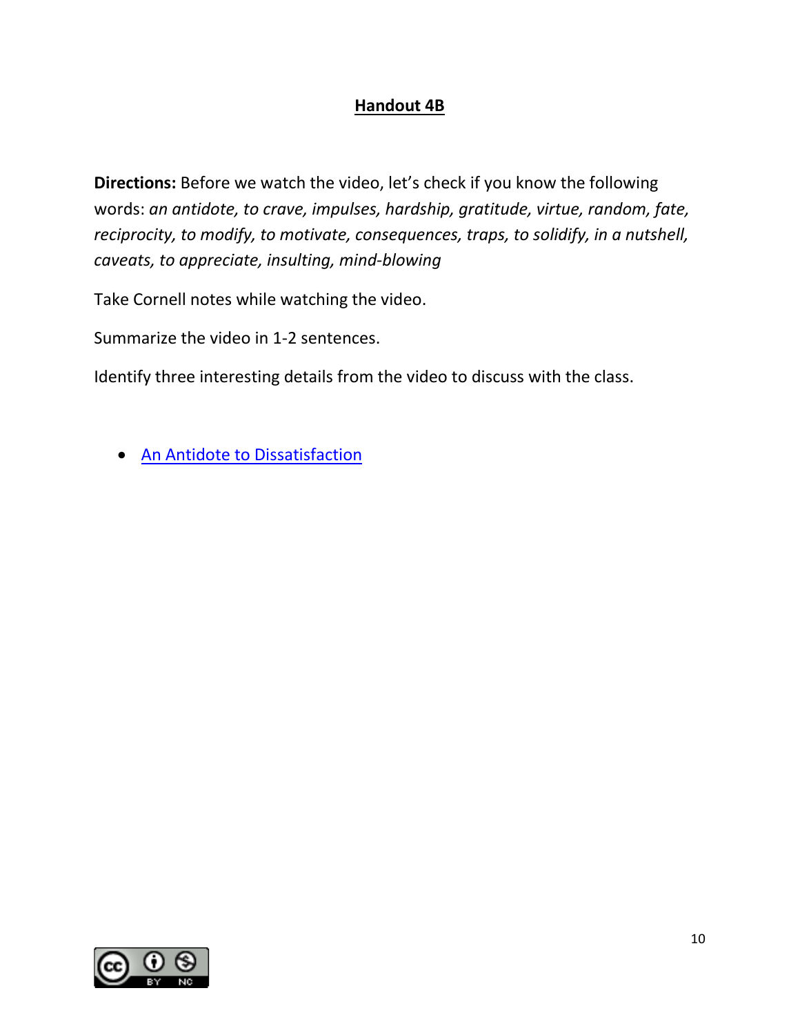**Handout 4B**

**Directions:** Before we watch the video, let's check if you know the following words: *an antidote, to crave, impulses, hardship, gratitude, virtue, random, fate, reciprocity, to modify, to motivate, consequences, traps, to solidify, in a nutshell, caveats, to appreciate, insulting, mind-blowing*

Take Cornell notes while watching the video.

Summarize the video in 1-2 sentences.

Identify three interesting details from the video to discuss with the class.

- An Antidote to Dissatisfaction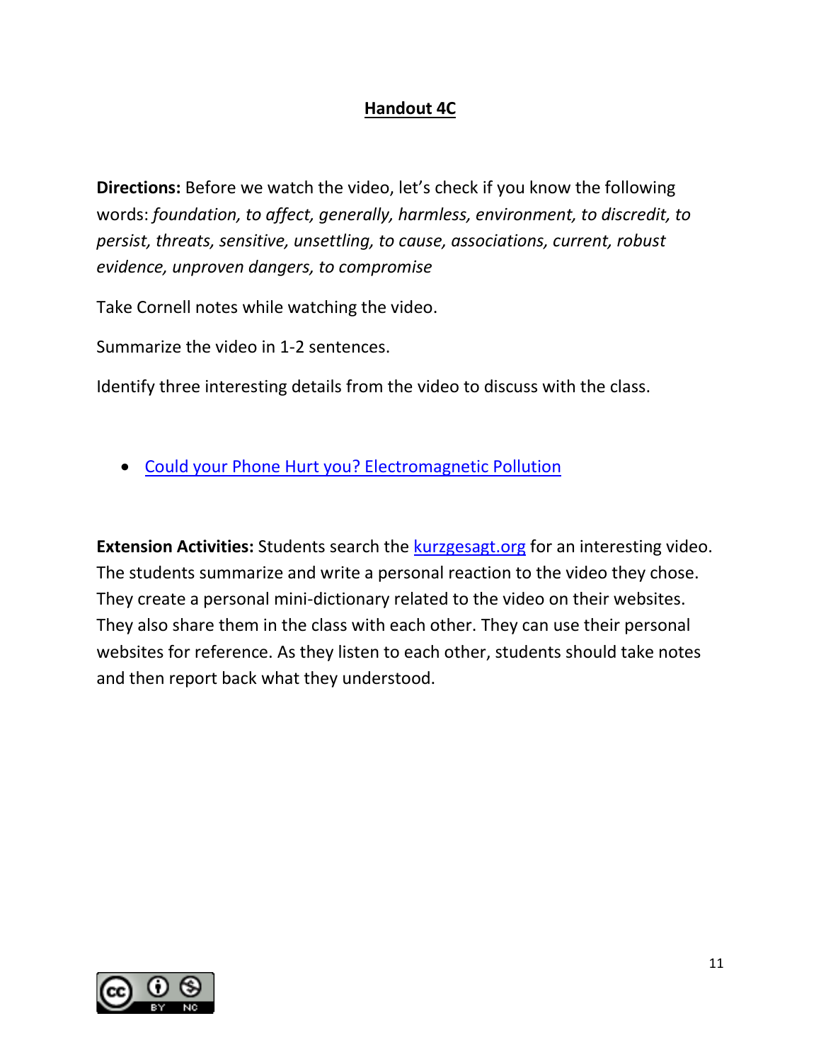**Handout 4C**

**Directions:** Before we watch the video, let's check if you know the following words: *foundation, to affect, generally, harmless, environment, to discredit, to persist, threats, sensitive, unsettling, to cause, associations, current, robust evidence, unproven dangers, to compromise*

Take Cornell notes while watching the video.

Summarize the video in 1-2 sentences.

Identify three interesting details from the video to discuss with the class.

- Could your Phone Hurt you? Electromagnetic Pollution

**Extension Activities:** Students search the kurzgesagt.org for an interesting video. The students summarize and write a personal reaction to the video they chose. They create a personal mini-dictionary related to the video on their websites. They also share them in the class with each other. They can use their personal websites for reference. As they listen to each other, students should take notes and then report back what they understood.